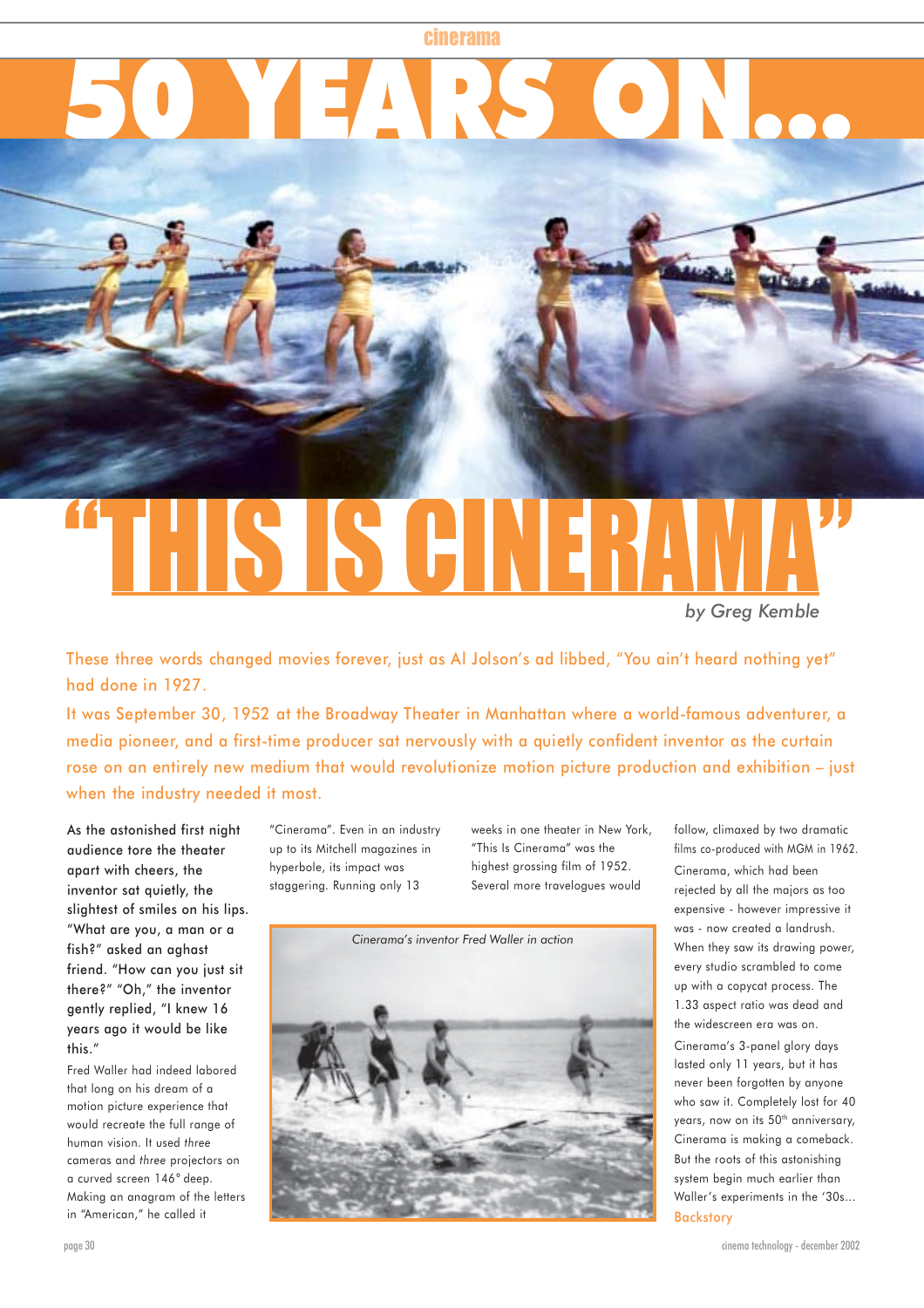# 50 YEARS ON...

# "THIS IS CINERAMA"

*by Greg Kemble*

These three words changed movies forever, just as Al Jolson's ad libbed, "You ain't heard nothing yet" had done in 1927.

It was September 30, 1952 at the Broadway Theater in Manhattan where a world-famous adventurer, a media pioneer, and a first-time producer sat nervously with a quietly confident inventor as the curtain rose on an entirely new medium that would revolutionize motion picture production and exhibition – just when the industry needed it most.

As the astonished first night audience tore the theater apart with cheers, the inventor sat quietly, the slightest of smiles on his lips. "What are you, a man or a fish?" asked an aghast friend. "How can you just sit there?" "Oh," the inventor gently replied, "I knew 16 years ago it would be like this."

Fred Waller had indeed labored that long on his dream of a motion picture experience that would recreate the full range of human vision. It used *three* cameras and *three* projectors on a curved screen 146° deep. Making an anagram of the letters in "American," he called it "Cinerama". Even in an industry up to its Mitchell magazines in hyperbole, its impact was staggering. Running only 13 weeks in one theater in New York, "This Is Cinerama" was the highest grossing film of 1952. Several more travelogues would follow, climaxed by two dramatic films co-produced with MGM in 1962.

*Cinerama's inventor Fred Waller in action*

Cinerama, which had been rejected by all the majors as too expensive - however impressive it was - now created a landrush. When they saw its drawing power, every studio scrambled to come up with a copycat process. The 1.33 aspect ratio was dead and the widescreen era was on.

Cinerama's 3-panel glory days lasted only 11 years, but it has never been forgotten by anyone who saw it. Completely lost for 40 years, now on its 50th anniversary, Cinerama is making a comeback. But the roots of this astonishing system begin much earlier than Waller's experiments in the '30s...

Backstory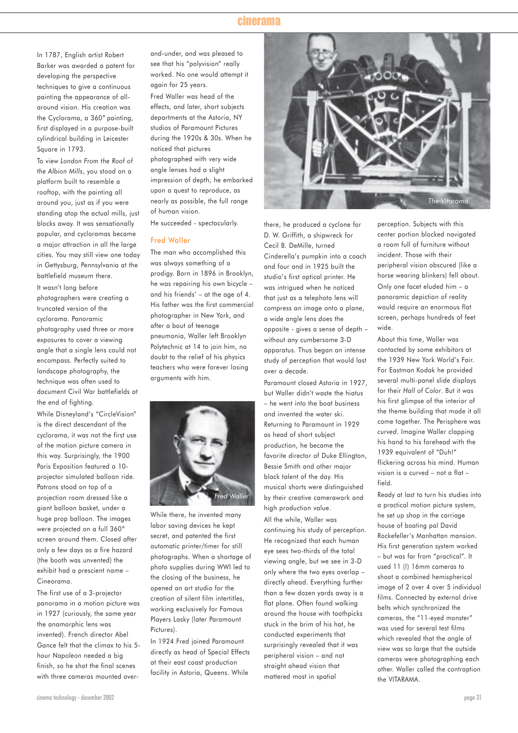In 1787, English artist Robert Barker was awarded a patent for developing the perspective techniques to give a continuous painting the appearance of all-around vision. His creation was the Cyclorama, a 360° painting, first displayed in a purpose-built cylindrical building in Leicester Square in 1793.

To view *London From the Roof of the Albion Mills*, you stood on a platform built to resemble a rooftop, with the painting all around you, just as if you were standing atop the actual mills, just blocks away. It was sensationally popular, and cycloramas became a major attraction in all the large cities. You may still view one today in Gettysburg, Pennsylvania at the battlefield museum there.

It wasn't long before photographers were creating a truncated version of the cyclorama. Panoramic photography used three or more exposures to cover a viewing angle that a single lens could not encompass. Perfectly suited to landscape photography, the technique was often used to document Civil War battlefields at the end of fighting.

While Disneyland's "CircleVision" is the direct descendant of the cyclorama, it was not the first use of the motion picture camera in this way. Surprisingly, the 1900 Paris Exposition featured a 10-projector simulated balloon ride. Patrons stood on top of a projection room dressed like a giant balloon basket, under a huge prop balloon. The images were projected on a full 360° screen around them. Closed after only a few days as a fire hazard (the booth was unvented) the exhibit had a prescient name – Cineorama.

The first use of a 3-projector panorama in a motion picture was in 1927 (curiously, the same year the anamorphic lens was invented). French director Abel Gance felt that the climax to his 5-hour *Napoleon* needed a big finish, so he shot the final scenes with three cameras mounted over-and-under, and was pleased to see that his "polyvision" really worked. No one would attempt it again for 25 years.

Fred Waller was head of the effects, and later, short subjects departments at the Astoria, NY studios of Paramount Pictures during the 1920s & 30s. When he noticed that pictures photographed with very wide angle lenses had a slight impression of depth, he embarked upon a quest to reproduce, as nearly as possible, the full range of human vision.

He succeeded - spectacularly.

## Fred Waller

The man who accomplished this was always something of a prodigy. Born in 1896 in Brooklyn, he was repairing his own bicycle – and his friends' – at the age of 4. His father was the first commercial photographer in New York, and after a bout of teenage pneumonia, Waller left Brooklyn Polytechnic at 14 to join him, no doubt to the relief of his physics teachers who were forever losing arguments with him.

Fred Waller

While there, he invented many labor saving devices he kept secret, and patented the first automatic printer/timer for still photographs. When a shortage of photo supplies during WWI led to the closing of the business, he opened an art studio for the creation of silent film intertitles, working exclusively for Famous Players Lasky (later Paramount Pictures).

In 1924 Fred joined Paramount directly as head of Special Effects at their east coast production facility in Astoria, Queens. While there, he produced a cyclone for D. W. Griffith, a shipwreck for Cecil B. DeMille, turned Cinderella's pumpkin into a coach and four and in 1925 built the studio's first optical printer. He was intrigued when he noticed that just as a telephoto lens will compress an image onto a plane, a wide angle lens does the opposite - gives a sense of depth – without any cumbersome 3-D apparatus. Thus began an intense study of perception that would last over a decade.

The Vitarama

Paramount closed Astoria in 1927, but Waller didn't waste the hiatus – he went into the boat business and invented the water ski. Returning to Paramount in 1929 as head of short subject production, he became the favorite director of Duke Ellington, Bessie Smith and other major black talent of the day. His musical shorts were distinguished by their creative camerawork and high production value.

All the while, Waller was continuing his study of perception. He recognized that each human eye sees two-thirds of the total viewing angle, but we see in 3-D only where the two eyes overlap – directly ahead. Everything further than a few dozen yards away is a flat plane. Often found walking around the house with toothpicks stuck in the brim of his hat, he conducted experiments that surprisingly revealed that it was peripheral vision – and not straight ahead vision that mattered most in spatial perception. Subjects with this center portion blocked navigated a room full of furniture without incident. Those with their peripheral vision obscured (like a horse wearing blinkers) fell about. Only one facet eluded him – a panoramic depiction of reality would require an enormous flat screen, perhaps hundreds of feet wide.

About this time, Waller was contacted by some exhibitors at the 1939 New York World's Fair. For Eastman Kodak he provided several multi-panel slide displays for their *Hall of Color*. But it was his first glimpse of the interior of the theme building that made it all come together. The Perisphere was *curved*. Imagine Waller clapping his hand to his forehead with the 1939 equivalent of "Duh!" flickering across his mind. Human vision is a curved – not a flat – field.

Ready at last to turn his studies into a practical motion picture system, he set up shop in the carriage house of boating pal David Rockefeller's Manhattan mansion. His first generation system worked – but was far from "practical". It used 11 (!) 16mm cameras to shoot a combined hemispherical image of 2 over 4 over 5 individual films. Connected by external drive belts which synchronized the cameras, the "11-eyed monster" was used for several test films which revealed that the angle of view was so large that the outside cameras were photographing each other. Waller called the contraption the VITARAMA.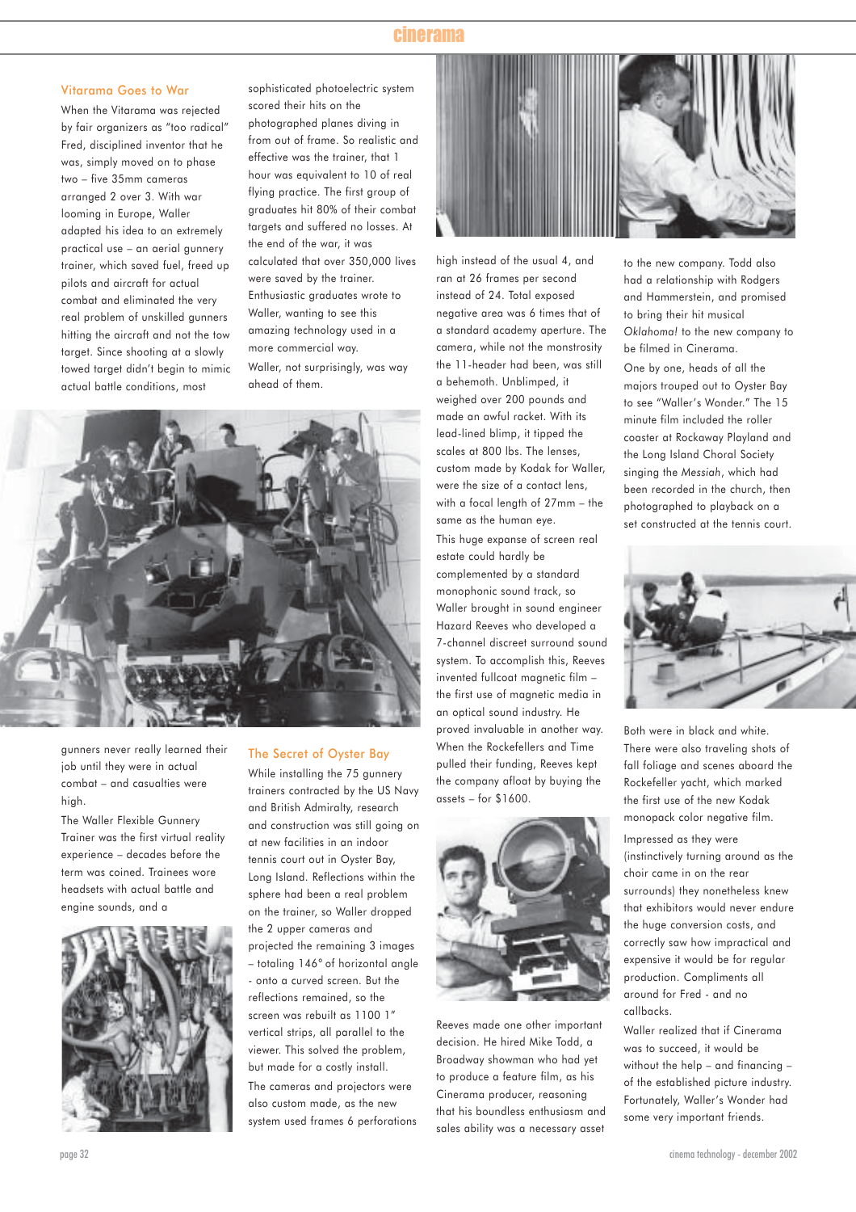## Vitarama Goes to War

When the Vitarama was rejected by fair organizers as "too radical" Fred, disciplined inventor that he was, simply moved on to phase two – five 35mm cameras arranged 2 over 3. With war looming in Europe, Waller adapted his idea to an extremely practical use – an aerial gunnery trainer, which saved fuel, freed up pilots and aircraft for actual combat and eliminated the very real problem of unskilled gunners hitting the aircraft and not the tow target. Since shooting at a slowly towed target didn't begin to mimic actual battle conditions, most gunners never really learned their job until they were in actual combat – and casualties were high.

The Waller Flexible Gunnery Trainer was the first virtual reality experience – decades before the term was coined. Trainees wore headsets with actual battle and engine sounds, and a sophisticated photoelectric system scored their hits on the photographed planes diving in from out of frame. So realistic and effective was the trainer, that 1 hour was equivalent to 10 of real flying practice. The first group of graduates hit 80% of their combat targets and suffered no losses. At the end of the war, it was calculated that over 350,000 lives were saved by the trainer. Enthusiastic graduates wrote to Waller, wanting to see this amazing technology used in a more commercial way.

Waller, not surprisingly, was way ahead of them.

## The Secret of Oyster Bay

While installing the 75 gunnery trainers contracted by the US Navy and British Admiralty, research and construction was still going on at new facilities in an indoor tennis court out in Oyster Bay, Long Island. Reflections within the sphere had been a real problem on the trainer, so Waller dropped the 2 upper cameras and projected the remaining 3 images – totaling 146° of horizontal angle - onto a curved screen. But the reflections remained, so the screen was rebuilt as 1100 1" vertical strips, all parallel to the viewer. This solved the problem, but made for a costly install.

The cameras and projectors were also custom made, as the new system used frames 6 perforations high instead of the usual 4, and ran at 26 frames per second instead of 24. Total exposed negative area was 6 times that of a standard academy aperture. The camera, while not the monstrosity the 11-header had been, was still a behemoth. Unblimped, it weighed over 200 pounds and made an awful racket. With its lead-lined blimp, it tipped the scales at 800 lbs. The lenses, custom made by Kodak for Waller, were the size of a contact lens, with a focal length of 27mm – the same as the human eye.

This huge expanse of screen real estate could hardly be complemented by a standard monophonic sound track, so Waller brought in sound engineer Hazard Reeves who developed a 7-channel discreet surround sound system. To accomplish this, Reeves invented fullcoat magnetic film – the first use of magnetic media in an optical sound industry. He proved invaluable in another way. When the Rockefellers and Time pulled their funding, Reeves kept the company afloat by buying the assets – for $1600.

Reeves made one other important decision. He hired Mike Todd, a Broadway showman who had yet to produce a feature film, as his Cinerama producer, reasoning that his boundless enthusiasm and sales ability was a necessary asset to the new company. Todd also had a relationship with Rodgers and Hammerstein, and promised to bring their hit musical *Oklahoma!* to the new company to be filmed in Cinerama.

One by one, heads of all the majors trouped out to Oyster Bay to see "Waller's Wonder." The 15 minute film included the roller coaster at Rockaway Playland and the Long Island Choral Society singing the *Messiah*, which had been recorded in the church, then photographed to playback on a set constructed at the tennis court. Both were in black and white. There were also traveling shots of fall foliage and scenes aboard the Rockefeller yacht, which marked the first use of the new Kodak monopack color negative film.

Impressed as they were (instinctively turning around as the choir came in on the rear surrounds) they nonetheless knew that exhibitors would never endure the huge conversion costs, and correctly saw how impractical and expensive it would be for regular production. Compliments all around for Fred - and no callbacks.

Waller realized that if Cinerama was to succeed, it would be without the help – and financing – of the established picture industry. Fortunately, Waller's Wonder had some very important friends.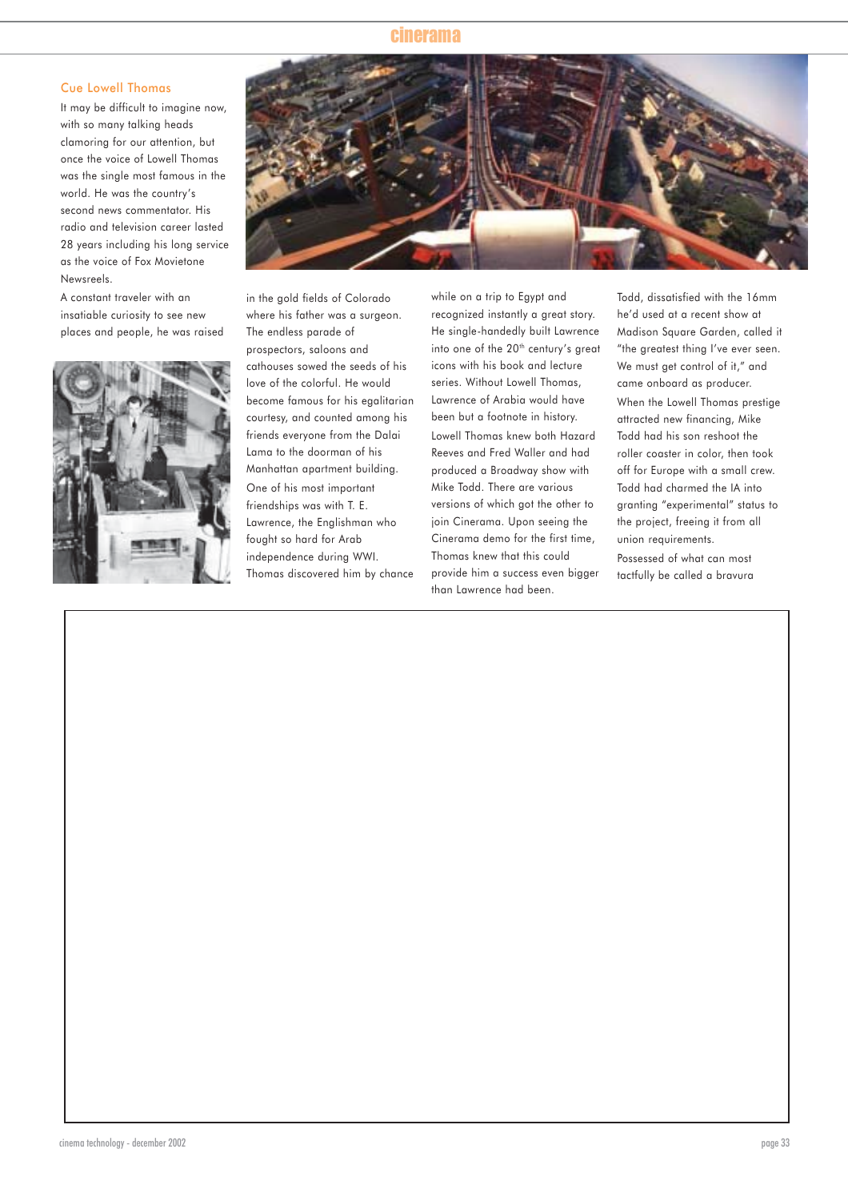## Cue Lowell Thomas

It may be difficult to imagine now, with so many talking heads clamoring for our attention, but once the voice of Lowell Thomas was the single most famous in the world. He was the country's second news commentator. His radio and television career lasted 28 years including his long service as the voice of Fox Movietone Newsreels.

A constant traveler with an insatiable curiosity to see new places and people, he was raised in the gold fields of Colorado where his father was a surgeon. The endless parade of prospectors, saloons and cathouses sowed the seeds of his love of the colorful. He would become famous for his egalitarian courtesy, and counted among his friends everyone from the Dalai Lama to the doorman of his Manhattan apartment building.

One of his most important friendships was with T. E. Lawrence, the Englishman who fought so hard for Arab independence during WWI. Thomas discovered him by chance while on a trip to Egypt and recognized instantly a great story. He single-handedly built Lawrence into one of the 20th century's great icons with his book and lecture series. Without Lowell Thomas, Lawrence of Arabia would have been but a footnote in history.

Lowell Thomas knew both Hazard Reeves and Fred Waller and had produced a Broadway show with Mike Todd. There are various versions of which got the other to join Cinerama. Upon seeing the Cinerama demo for the first time, Thomas knew that this could provide him a success even bigger than Lawrence had been. Todd, dissatisfied with the 16mm he'd used at a recent show at Madison Square Garden, called it "the greatest thing I've ever seen. We must get control of it," and came onboard as producer.

When the Lowell Thomas prestige attracted new financing, Mike Todd had his son reshoot the roller coaster in color, then took off for Europe with a small crew. Todd had charmed the IA into granting "experimental" status to the project, freeing it from all union requirements.

Possessed of what can most tactfully be called a bravura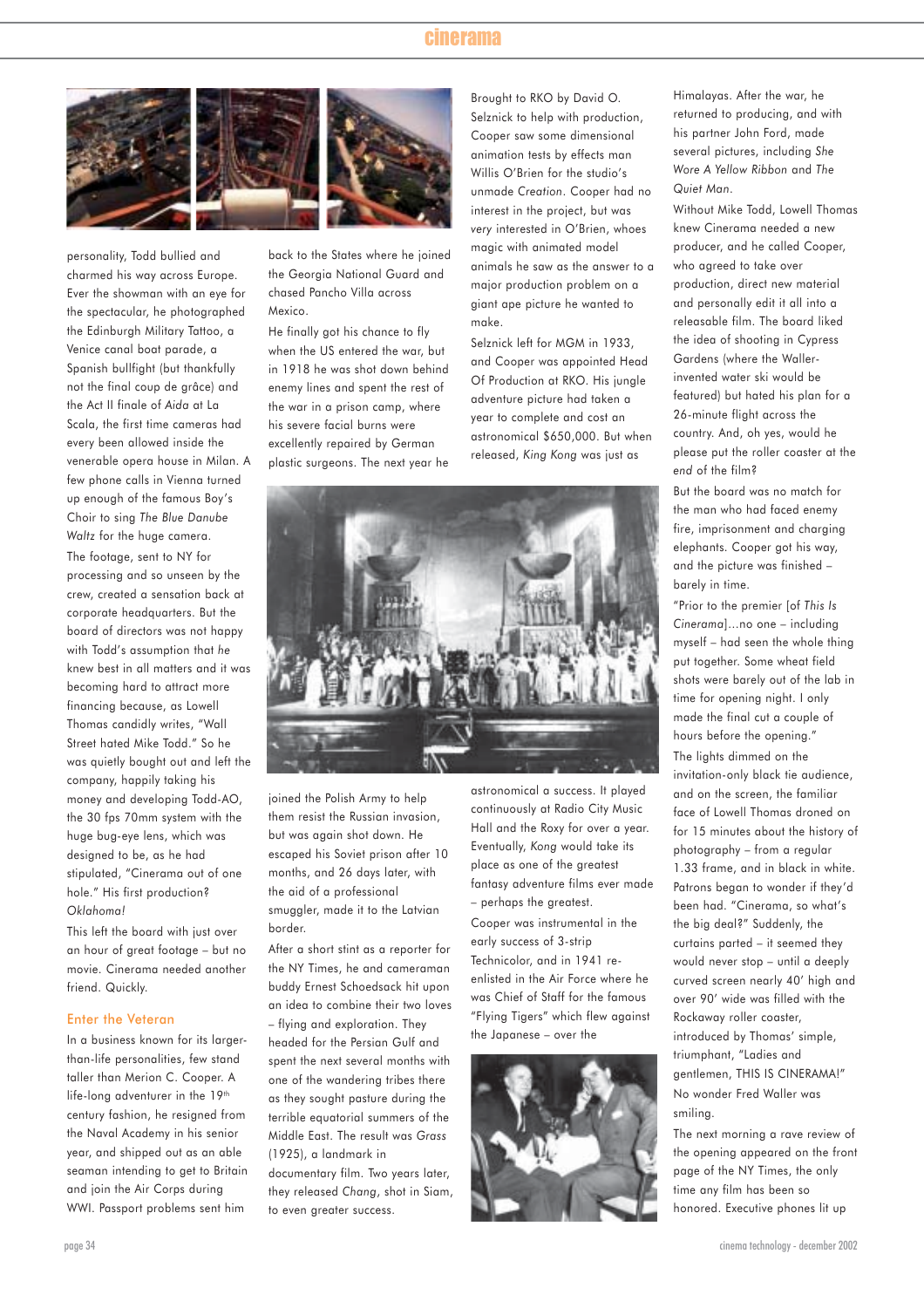personality, Todd bullied and charmed his way across Europe. Ever the showman with an eye for the spectacular, he photographed the Edinburgh Military Tattoo, a Venice canal boat parade, a Spanish bullfight (but thankfully not the final coup de grâce) and the Act II finale of *Aida* at La Scala, the first time cameras had every been allowed inside the venerable opera house in Milan. A few phone calls in Vienna turned up enough of the famous Boy's Choir to sing *The Blue Danube Waltz* for the huge camera.

The footage, sent to NY for processing and so unseen by the crew, created a sensation back at corporate headquarters. But the board of directors was not happy with Todd's assumption that *he* knew best in all matters and it was becoming hard to attract more financing because, as Lowell Thomas candidly writes, "Wall Street hated Mike Todd." So he was quietly bought out and left the company, happily taking his money and developing Todd-AO, the 30 fps 70mm system with the huge bug-eye lens, which was designed to be, as he had stipulated, "Cinerama out of one hole." His first production? *Oklahoma!*

This left the board with just over an hour of great footage – but no movie. Cinerama needed another friend. Quickly.

### Enter the Veteran

In a business known for its larger-than-life personalities, few stand taller than Merion C. Cooper. A life-long adventurer in the 19th century fashion, he resigned from the Naval Academy in his senior year, and shipped out as an able seaman intending to get to Britain and join the Air Corps during WWI. Passport problems sent him back to the States where he joined the Georgia National Guard and chased Pancho Villa across Mexico.

He finally got his chance to fly when the US entered the war, but in 1918 he was shot down behind enemy lines and spent the rest of the war in a prison camp, where his severe facial burns were excellently repaired by German plastic surgeons. The next year he joined the Polish Army to help them resist the Russian invasion, but was again shot down. He escaped his Soviet prison after 10 months, and 26 days later, with the aid of a professional smuggler, made it to the Latvian border.

After a short stint as a reporter for the NY Times, he and cameraman buddy Ernest Schoedsack hit upon an idea to combine their two loves – flying and exploration. They headed for the Persian Gulf and spent the next several months with one of the wandering tribes there as they sought pasture during the terrible equatorial summers of the Middle East. The result was *Grass* (1925), a landmark in documentary film. Two years later, they released *Chang*, shot in Siam, to even greater success.

Brought to RKO by David O. Selznick to help with production, Cooper saw some dimensional animation tests by effects man Willis O'Brien for the studio's unmade *Creation*. Cooper had no interest in the project, but was *very* interested in O'Brien, whose magic with animated model animals he saw as the answer to a major production problem on a giant ape picture he wanted to make.

Selznick left for MGM in 1933, and Cooper was appointed Head Of Production at RKO. His jungle adventure picture had taken a year to complete and cost an astronomical $650,000. But when released, *King Kong* was just as astronomical a success. It played continuously at Radio City Music Hall and the Roxy for over a year. Eventually, *Kong* would take its place as one of the greatest fantasy adventure films ever made – perhaps the greatest.

Cooper was instrumental in the early success of 3-strip Technicolor, and in 1941 re-enlisted in the Air Force where he was Chief of Staff for the famous "Flying Tigers" which flew against the Japanese – over the Himalayas. After the war, he returned to producing, and with his partner John Ford, made several pictures, including *She Wore A Yellow Ribbon* and *The Quiet Man*.

Without Mike Todd, Lowell Thomas knew Cinerama needed a new producer, and he called Cooper, who agreed to take over production, direct new material and personally edit it all into a releasable film. The board liked the idea of shooting in Cypress Gardens (where the Waller-invented water ski would be featured) but hated his plan for a 26-minute flight across the country. And, oh yes, would he please put the roller coaster at the *end* of the film?

But the board was no match for the man who had faced enemy fire, imprisonment and charging elephants. Cooper got his way, and the picture was finished – barely in time.

"Prior to the premier [of *This Is Cinerama*]...no one – including myself – had seen the whole thing put together. Some wheat field shots were barely out of the lab in time for opening night. I only made the final cut a couple of hours before the opening."

The lights dimmed on the invitation-only black tie audience, and on the screen, the familiar face of Lowell Thomas droned on for 15 minutes about the history of photography – from a regular 1.33 frame, and in black and white. Patrons began to wonder if they'd been had. "Cinerama, so what's the big deal?" Suddenly, the curtains parted – it seemed they would never stop – until a deeply curved screen nearly 40' high and over 90' wide was filled with the Rockaway roller coaster, introduced by Thomas' simple, triumphant, "Ladies and gentlemen, THIS IS CINERAMA!" No wonder Fred Waller was smiling.

The next morning a rave review of the opening appeared on the front page of the NY Times, the only time any film has been so honored. Executive phones lit up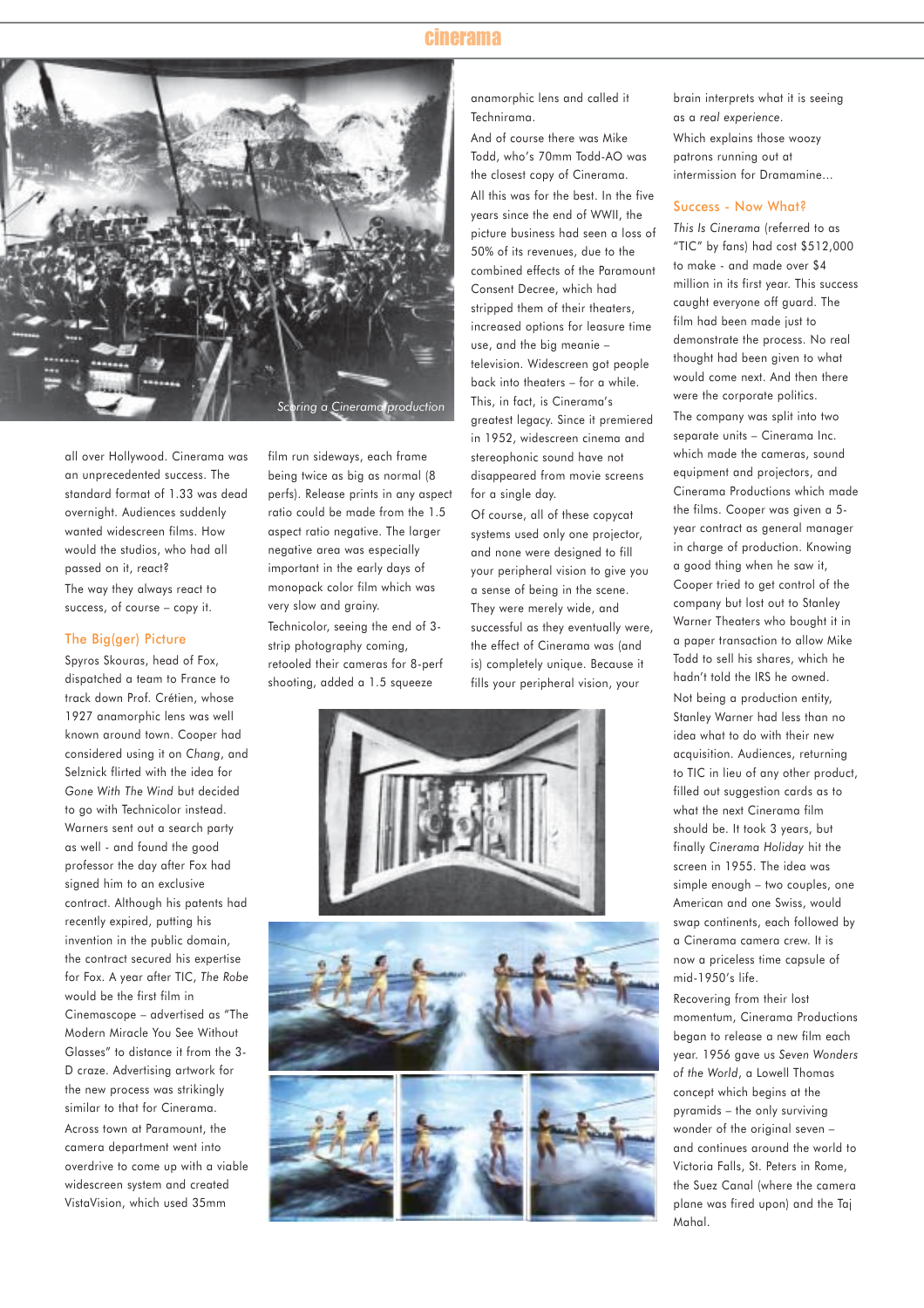Scoring a Cinerama production

all over Hollywood. Cinerama was an unprecedented success. The standard format of 1.33 was dead overnight. Audiences suddenly wanted widescreen films. How would the studios, who had all passed on it, react?

The way they always react to success, of course – copy it.

## The Big(ger) Picture

Spyros Skouras, head of Fox, dispatched a team to France to track down Prof. Crétien, whose 1927 anamorphic lens was well known around town. Cooper had considered using it on *Chang*, and Selznick flirted with the idea for *Gone With The Wind* but decided to go with Technicolor instead. Warners sent out a search party as well - and found the good professor the day after Fox had signed him to an exclusive contract. Although his patents had recently expired, putting his invention in the public domain, the contract secured his expertise for Fox. A year after TIC, *The Robe* would be the first film in Cinemascope – advertised as "The Modern Miracle You See Without Glasses" to distance it from the 3-D craze. Advertising artwork for the new process was strikingly similar to that for Cinerama.

Across town at Paramount, the camera department went into overdrive to come up with a viable widescreen system and created VistaVision, which used 35mm film run sideways, each frame being twice as big as normal (8 perfs). Release prints in any aspect ratio could be made from the 1.5 aspect ratio negative. The larger negative area was especially important in the early days of monopack color film which was very slow and grainy.

Technicolor, seeing the end of 3-strip photography coming, retooled their cameras for 8-perf shooting, added a 1.5 squeeze anamorphic lens and called it Technirama.

And of course there was Mike Todd, who's 70mm Todd-AO was the closest copy of Cinerama.

All this was for the best. In the five years since the end of WWII, the picture business had seen a loss of 50% of its revenues, due to the combined effects of the Paramount Consent Decree, which had stripped them of their theaters, increased options for leasure time use, and the big meanie – television. Widescreen got people back into theaters – for a while. This, in fact, is Cinerama's greatest legacy. Since it premiered in 1952, widescreen cinema and stereophonic sound have not disappeared from movie screens for a single day.

Of course, all of these copycat systems used only one projector, and none were designed to fill your peripheral vision to give you a sense of being in the scene. They were merely wide, and successful as they eventually were, the effect of Cinerama was (and is) completely unique. Because it fills your peripheral vision, your brain interprets what it is seeing as a *real experience*.

Which explains those woozy patrons running out at intermission for Dramamine...

## Success - Now What?

*This Is Cinerama* (referred to as "TIC" by fans) had cost $512,000 to make - and made over $4 million in its first year. This success caught everyone off guard. The film had been made just to demonstrate the process. No real thought had been given to what would come next. And then there were the corporate politics.

The company was split into two separate units – Cinerama Inc. which made the cameras, sound equipment and projectors, and Cinerama Productions which made the films. Cooper was given a 5-year contract as general manager in charge of production. Knowing a good thing when he saw it, Cooper tried to get control of the company but lost out to Stanley Warner Theaters who bought it in a paper transaction to allow Mike Todd to sell his shares, which he hadn't told the IRS he owned.

Not being a production entity, Stanley Warner had less than no idea what to do with their new acquisition. Audiences, returning to TIC in lieu of any other product, filled out suggestion cards as to what the next Cinerama film should be. It took 3 years, but finally *Cinerama Holiday* hit the screen in 1955. The idea was simple enough – two couples, one American and one Swiss, would swap continents, each followed by a Cinerama camera crew. It is now a priceless time capsule of mid-1950's life.

Recovering from their lost momentum, Cinerama Productions began to release a new film each year. 1956 gave us *Seven Wonders of the World*, a Lowell Thomas concept which begins at the pyramids – the only surviving wonder of the original seven – and continues around the world to Victoria Falls, St. Peters in Rome, the Suez Canal (where the camera plane was fired upon) and the Taj Mahal.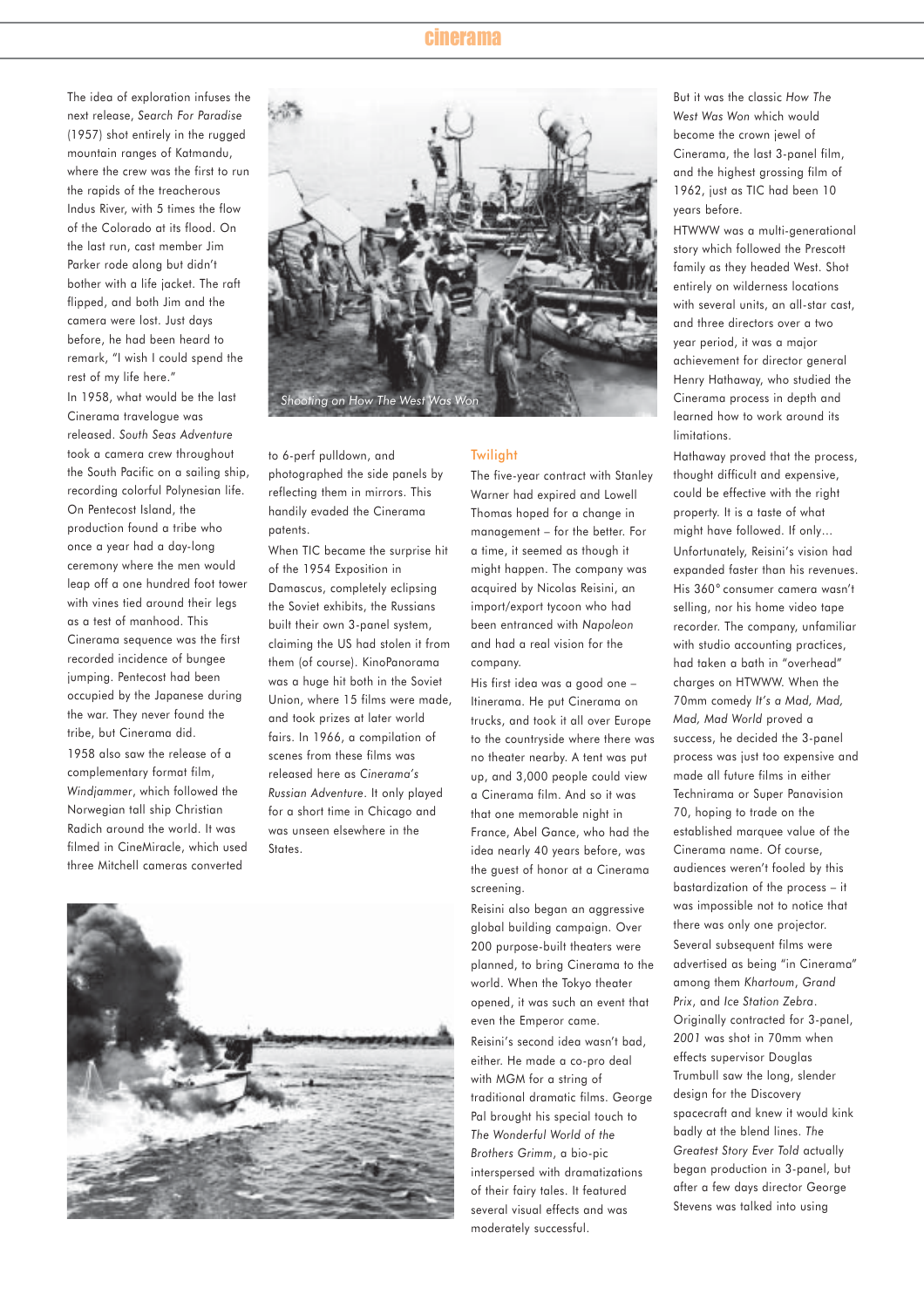The idea of exploration infuses the next release, *Search For Paradise* (1957) shot entirely in the rugged mountain ranges of Katmandu, where the crew was the first to run the rapids of the treacherous Indus River, with 5 times the flow of the Colorado at its flood. On the last run, cast member Jim Parker rode along but didn't bother with a life jacket. The raft flipped, and both Jim and the camera were lost. Just days before, he had been heard to remark, "I wish I could spend the rest of my life here."

In 1958, what would be the last Cinerama travelogue was released. *South Seas Adventure* took a camera crew throughout the South Pacific on a sailing ship, recording colorful Polynesian life. On Pentecost Island, the production found a tribe who once a year had a day-long ceremony where the men would leap off a one hundred foot tower with vines tied around their legs as a test of manhood. This Cinerama sequence was the first recorded incidence of bungee jumping. Pentecost had been occupied by the Japanese during the war. They never found the tribe, but Cinerama did.

1958 also saw the release of a complementary format film, *Windjammer*, which followed the Norwegian tall ship Christian Radich around the world. It was filmed in CineMiracle, which used three Mitchell cameras converted to 6-perf pulldown, and photographed the side panels by reflecting them in mirrors. This handily evaded the Cinerama patents.

*Shooting on How The West Was Won*

When TIC became the surprise hit of the 1954 Exposition in Damascus, completely eclipsing the Soviet exhibits, the Russians built their own 3-panel system, claiming the US had stolen it from them (of course). KinoPanorama was a huge hit both in the Soviet Union, where 15 films were made, and took prizes at later world fairs. In 1966, a compilation of scenes from these films was released here as *Cinerama's Russian Adventure*. It only played for a short time in Chicago and was unseen elsewhere in the States.

## Twilight

The five-year contract with Stanley Warner had expired and Lowell Thomas hoped for a change in management – for the better. For a time, it seemed as though it might happen. The company was acquired by Nicolas Reisini, an import/export tycoon who had been entranced with *Napoleon* and had a real vision for the company.

His first idea was a good one – Itinerama. He put Cinerama on trucks, and took it all over Europe to the countryside where there was no theater nearby. A tent was put up, and 3,000 people could view a Cinerama film. And so it was that one memorable night in France, Abel Gance, who had the idea nearly 40 years before, was the guest of honor at a Cinerama screening.

Reisini also began an aggressive global building campaign. Over 200 purpose-built theaters were planned, to bring Cinerama to the world. When the Tokyo theater opened, it was such an event that even the Emperor came.

Reisini's second idea wasn't bad, either. He made a co-pro deal with MGM for a string of traditional dramatic films. George Pal brought his special touch to *The Wonderful World of the Brothers Grimm*, a bio-pic interspersed with dramatizations of their fairy tales. It featured several visual effects and was moderately successful.

But it was the classic *How The West Was Won* which would become the crown jewel of Cinerama, the last 3-panel film, and the highest grossing film of 1962, just as TIC had been 10 years before.

HTWWW was a multi-generational story which followed the Prescott family as they headed West. Shot entirely on wilderness locations with several units, an all-star cast, and three directors over a two year period, it was a major achievement for director general Henry Hathaway, who studied the Cinerama process in depth and learned how to work around its limitations.

Hathaway proved that the process, thought difficult and expensive, could be effective with the right property. It is a taste of what might have followed. If only…

Unfortunately, Reisini's vision had expanded faster than his revenues. His 360° consumer camera wasn't selling, nor his home video tape recorder. The company, unfamiliar with studio accounting practices, had taken a bath in "overhead" charges on HTWWW. When the 70mm comedy *It's a Mad, Mad, Mad, Mad World* proved a success, he decided the 3-panel process was just too expensive and made all future films in either Technirama or Super Panavision 70, hoping to trade on the established marquee value of the Cinerama name. Of course, audiences weren't fooled by this bastardization of the process – it was impossible not to notice that there was only one projector.

Several subsequent films were advertised as being "in Cinerama" among them *Khartoum*, *Grand Prix*, and *Ice Station Zebra*. Originally contracted for 3-panel, *2001* was shot in 70mm when effects supervisor Douglas Trumbull saw the long, slender design for the Discovery spacecraft and knew it would kink badly at the blend lines. *The Greatest Story Ever Told* actually began production in 3-panel, but after a few days director George Stevens was talked into using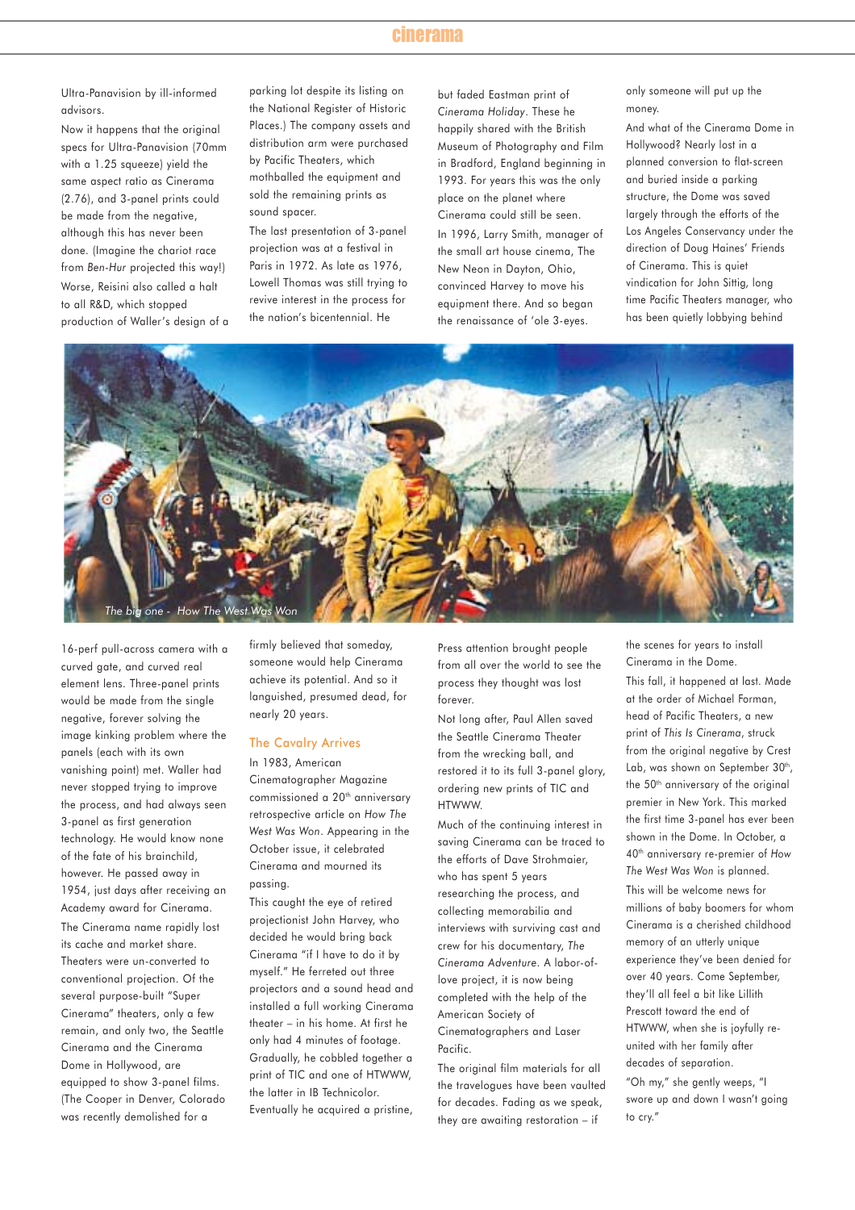Ultra-Panavision by ill-informed advisors.

Now it happens that the original specs for Ultra-Panavision (70mm with a 1.25 squeeze) yield the same aspect ratio as Cinerama (2.76), and 3-panel prints could be made from the negative, although this has never been done. (Imagine the chariot race from *Ben-Hur* projected this way!) Worse, Reisini also called a halt to all R&D, which stopped production of Waller's design of a 16-perf pull-across camera with a curved gate, and curved real element lens. Three-panel prints would be made from the single negative, forever solving the image kinking problem where the panels (each with its own vanishing point) met. Waller had never stopped trying to improve the process, and had always seen 3-panel as first generation technology. He would know none of the fate of his brainchild, however. He passed away in 1954, just days after receiving an Academy award for Cinerama.

The Cinerama name rapidly lost its cache and market share. Theaters were un-converted to conventional projection. Of the several purpose-built "Super Cinerama" theaters, only a few remain, and only two, the Seattle Cinerama and the Cinerama Dome in Hollywood, are equipped to show 3-panel films. (The Cooper in Denver, Colorado was recently demolished for a parking lot despite its listing on the National Register of Historic Places.) The company assets and distribution arm were purchased by Pacific Theaters, which mothballed the equipment and sold the remaining prints as sound spacer.

The last presentation of 3-panel projection was at a festival in Paris in 1972. As late as 1976, Lowell Thomas was still trying to revive interest in the process for the nation's bicentennial. He firmly believed that someday, someone would help Cinerama achieve its potential. And so it languished, presumed dead, for nearly 20 years.

## The Cavalry Arrives

In 1983, American Cinematographer Magazine commissioned a 20th anniversary retrospective article on *How The West Was Won*. Appearing in the October issue, it celebrated Cinerama and mourned its passing.

This caught the eye of retired projectionist John Harvey, who decided he would bring back Cinerama "if I have to do it by myself." He ferreted out three projectors and a sound head and installed a full working Cinerama theater – in his home. At first he only had 4 minutes of footage. Gradually, he cobbled together a print of TIC and one of HTWWW, the latter in IB Technicolor. Eventually he acquired a pristine, but faded Eastman print of *Cinerama Holiday*. These he happily shared with the British Museum of Photography and Film in Bradford, England beginning in 1993. For years this was the only place on the planet where Cinerama could still be seen.

In 1996, Larry Smith, manager of the small art house cinema, The New Neon in Dayton, Ohio, convinced Harvey to move his equipment there. And so began the renaissance of 'ole 3-eyes. Press attention brought people from all over the world to see the process they thought was lost forever.

Not long after, Paul Allen saved the Seattle Cinerama Theater from the wrecking ball, and restored it to its full 3-panel glory, ordering new prints of TIC and HTWWW.

Much of the continuing interest in saving Cinerama can be traced to the efforts of Dave Strohmaier, who has spent 5 years researching the process, and collecting memorabilia and interviews with surviving cast and crew for his documentary, *The Cinerama Adventure*. A labor-of-love project, it is now being completed with the help of the American Society of Cinematographers and Laser Pacific.

The original film materials for all the travelogues have been vaulted for decades. Fading as we speak, they are awaiting restoration – if only someone will put up the money.

And what of the Cinerama Dome in Hollywood? Nearly lost in a planned conversion to flat-screen and buried inside a parking structure, the Dome was saved largely through the efforts of the Los Angeles Conservancy under the direction of Doug Haines' Friends of Cinerama. This is quiet vindication for John Sittig, long time Pacific Theaters manager, who has been quietly lobbying behind the scenes for years to install Cinerama in the Dome.

This fall, it happened at last. Made at the order of Michael Forman, head of Pacific Theaters, a new print of *This Is Cinerama*, struck from the original negative by Crest Lab, was shown on September 30th, the 50th anniversary of the original premier in New York. This marked the first time 3-panel has ever been shown in the Dome. In October, a 40th anniversary re-premier of *How The West Was Won* is planned.

This will be welcome news for millions of baby boomers for whom Cinerama is a cherished childhood memory of an utterly unique experience they've been denied for over 40 years. Come September, they'll all feel a bit like Lillith Prescott toward the end of HTWWW, when she is joyfully re-united with her family after decades of separation.

"Oh my," she gently weeps, "I swore up and down I wasn't going to cry."

*The big one - How The West Was Won*